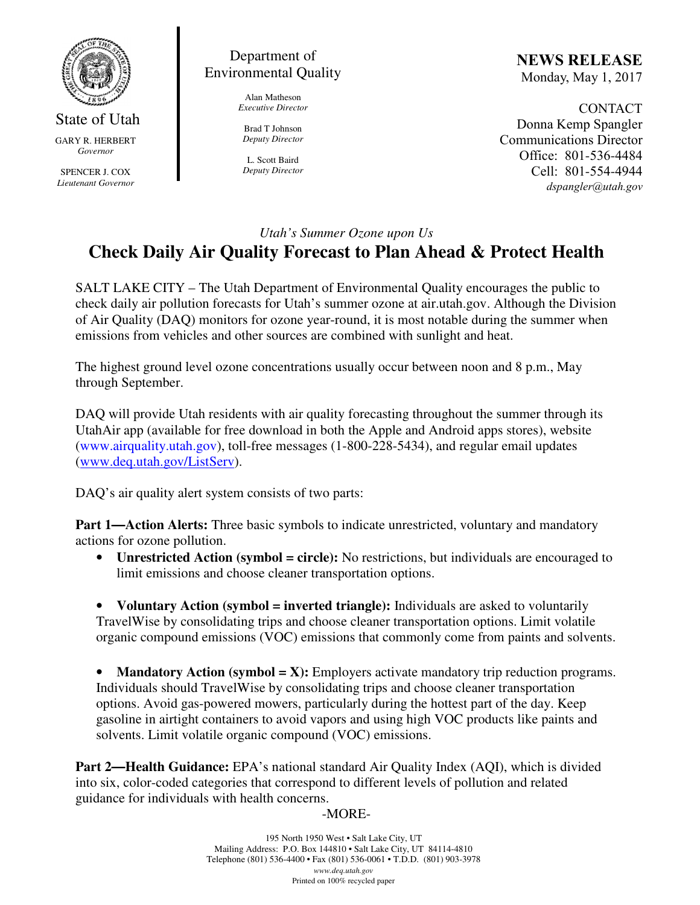State of Utah

GARY R. HERBERT
*Governor*

SPENCER J. COX
*Lieutenant Governor*

Department of Environmental Quality

Alan Matheson
*Executive Director*

Brad T Johnson
*Deputy Director*

L. Scott Baird
*Deputy Director*

**NEWS RELEASE**
Monday, May 1, 2017

CONTACT
Donna Kemp Spangler
Communications Director
Office: 801-536-4484
Cell: 801-554-4944
*dspangler@utah.gov*

*Utah's Summer Ozone upon Us*

# Check Daily Air Quality Forecast to Plan Ahead & Protect Health

SALT LAKE CITY – The Utah Department of Environmental Quality encourages the public to check daily air pollution forecasts for Utah's summer ozone at air.utah.gov. Although the Division of Air Quality (DAQ) monitors for ozone year-round, it is most notable during the summer when emissions from vehicles and other sources are combined with sunlight and heat.

The highest ground level ozone concentrations usually occur between noon and 8 p.m., May through September.

DAQ will provide Utah residents with air quality forecasting throughout the summer through its UtahAir app (available for free download in both the Apple and Android apps stores), website (www.airquality.utah.gov), toll-free messages (1-800-228-5434), and regular email updates (www.deq.utah.gov/ListServ).

DAQ's air quality alert system consists of two parts:

**Part 1—Action Alerts:** Three basic symbols to indicate unrestricted, voluntary and mandatory actions for ozone pollution.

- **Unrestricted Action (symbol = circle):** No restrictions, but individuals are encouraged to limit emissions and choose cleaner transportation options.
- **Voluntary Action (symbol = inverted triangle):** Individuals are asked to voluntarily TravelWise by consolidating trips and choose cleaner transportation options. Limit volatile organic compound emissions (VOC) emissions that commonly come from paints and solvents.
- **Mandatory Action (symbol = X):** Employers activate mandatory trip reduction programs. Individuals should TravelWise by consolidating trips and choose cleaner transportation options. Avoid gas-powered mowers, particularly during the hottest part of the day. Keep gasoline in airtight containers to avoid vapors and using high VOC products like paints and solvents. Limit volatile organic compound (VOC) emissions.

**Part 2—Health Guidance:** EPA's national standard Air Quality Index (AQI), which is divided into six, color-coded categories that correspond to different levels of pollution and related guidance for individuals with health concerns.

-MORE-

195 North 1950 West • Salt Lake City, UT
Mailing Address: P.O. Box 144810 • Salt Lake City, UT 84114-4810
Telephone (801) 536-4400 • Fax (801) 536-0061 • T.D.D. (801) 903-3978
*www.deq.utah.gov*
Printed on 100% recycled paper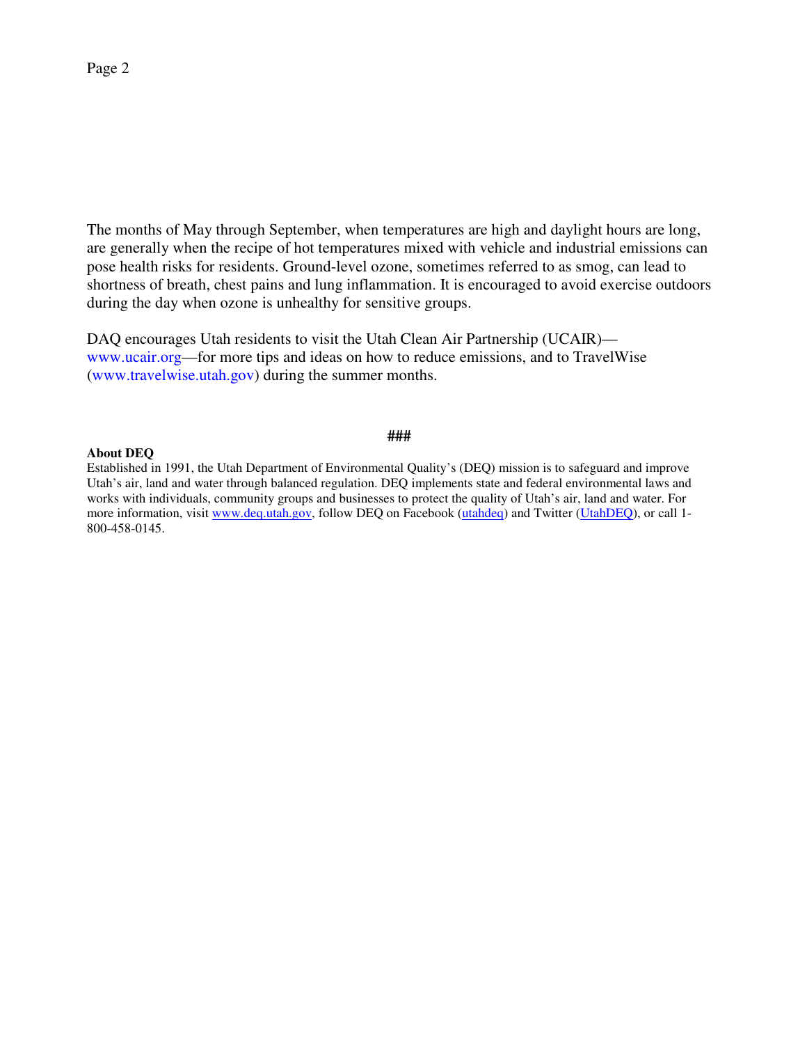The months of May through September, when temperatures are high and daylight hours are long, are generally when the recipe of hot temperatures mixed with vehicle and industrial emissions can pose health risks for residents. Ground-level ozone, sometimes referred to as smog, can lead to shortness of breath, chest pains and lung inflammation. It is encouraged to avoid exercise outdoors during the day when ozone is unhealthy for sensitive groups.

DAQ encourages Utah residents to visit the Utah Clean Air Partnership (UCAIR)—www.ucair.org—for more tips and ideas on how to reduce emissions, and to TravelWise (www.travelwise.utah.gov) during the summer months.

**###**

**About DEQ**
Established in 1991, the Utah Department of Environmental Quality's (DEQ) mission is to safeguard and improve Utah's air, land and water through balanced regulation. DEQ implements state and federal environmental laws and works with individuals, community groups and businesses to protect the quality of Utah's air, land and water. For more information, visit www.deq.utah.gov, follow DEQ on Facebook (utahdeq) and Twitter (UtahDEQ), or call 1-800-458-0145.